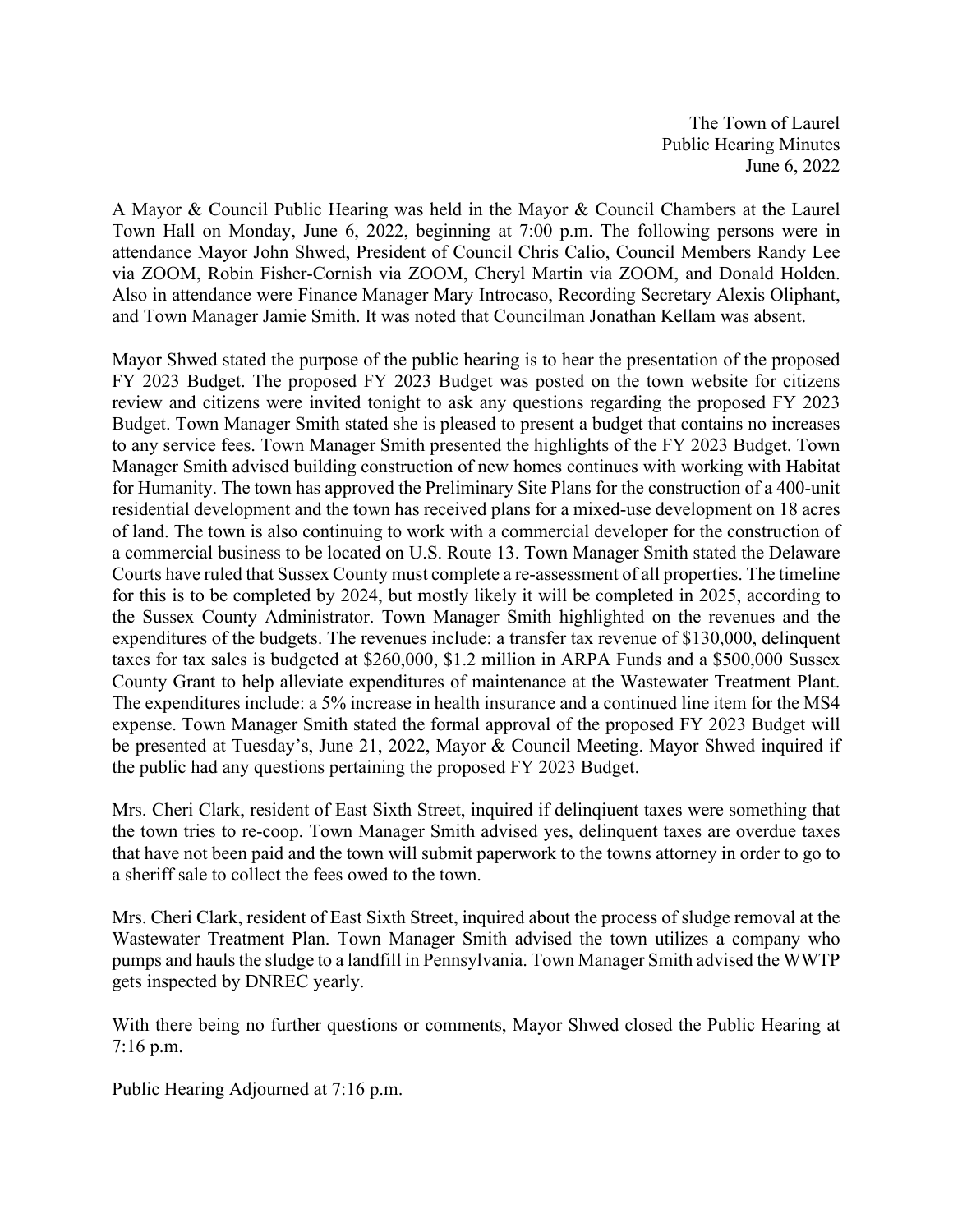The Town of Laurel
Public Hearing Minutes
June 6, 2022

A Mayor & Council Public Hearing was held in the Mayor & Council Chambers at the Laurel Town Hall on Monday, June 6, 2022, beginning at 7:00 p.m. The following persons were in attendance Mayor John Shwed, President of Council Chris Calio, Council Members Randy Lee via ZOOM, Robin Fisher-Cornish via ZOOM, Cheryl Martin via ZOOM, and Donald Holden. Also in attendance were Finance Manager Mary Introcaso, Recording Secretary Alexis Oliphant, and Town Manager Jamie Smith. It was noted that Councilman Jonathan Kellam was absent.

Mayor Shwed stated the purpose of the public hearing is to hear the presentation of the proposed FY 2023 Budget. The proposed FY 2023 Budget was posted on the town website for citizens review and citizens were invited tonight to ask any questions regarding the proposed FY 2023 Budget. Town Manager Smith stated she is pleased to present a budget that contains no increases to any service fees. Town Manager Smith presented the highlights of the FY 2023 Budget. Town Manager Smith advised building construction of new homes continues with working with Habitat for Humanity. The town has approved the Preliminary Site Plans for the construction of a 400-unit residential development and the town has received plans for a mixed-use development on 18 acres of land. The town is also continuing to work with a commercial developer for the construction of a commercial business to be located on U.S. Route 13. Town Manager Smith stated the Delaware Courts have ruled that Sussex County must complete a re-assessment of all properties. The timeline for this is to be completed by 2024, but mostly likely it will be completed in 2025, according to the Sussex County Administrator. Town Manager Smith highlighted on the revenues and the expenditures of the budgets. The revenues include: a transfer tax revenue of $130,000, delinquent taxes for tax sales is budgeted at $260,000, $1.2 million in ARPA Funds and a $500,000 Sussex County Grant to help alleviate expenditures of maintenance at the Wastewater Treatment Plant. The expenditures include: a 5% increase in health insurance and a continued line item for the MS4 expense. Town Manager Smith stated the formal approval of the proposed FY 2023 Budget will be presented at Tuesday's, June 21, 2022, Mayor & Council Meeting. Mayor Shwed inquired if the public had any questions pertaining the proposed FY 2023 Budget.

Mrs. Cheri Clark, resident of East Sixth Street, inquired if delinqiuent taxes were something that the town tries to re-coop. Town Manager Smith advised yes, delinquent taxes are overdue taxes that have not been paid and the town will submit paperwork to the towns attorney in order to go to a sheriff sale to collect the fees owed to the town.

Mrs. Cheri Clark, resident of East Sixth Street, inquired about the process of sludge removal at the Wastewater Treatment Plan. Town Manager Smith advised the town utilizes a company who pumps and hauls the sludge to a landfill in Pennsylvania. Town Manager Smith advised the WWTP gets inspected by DNREC yearly.

With there being no further questions or comments, Mayor Shwed closed the Public Hearing at 7:16 p.m.

Public Hearing Adjourned at 7:16 p.m.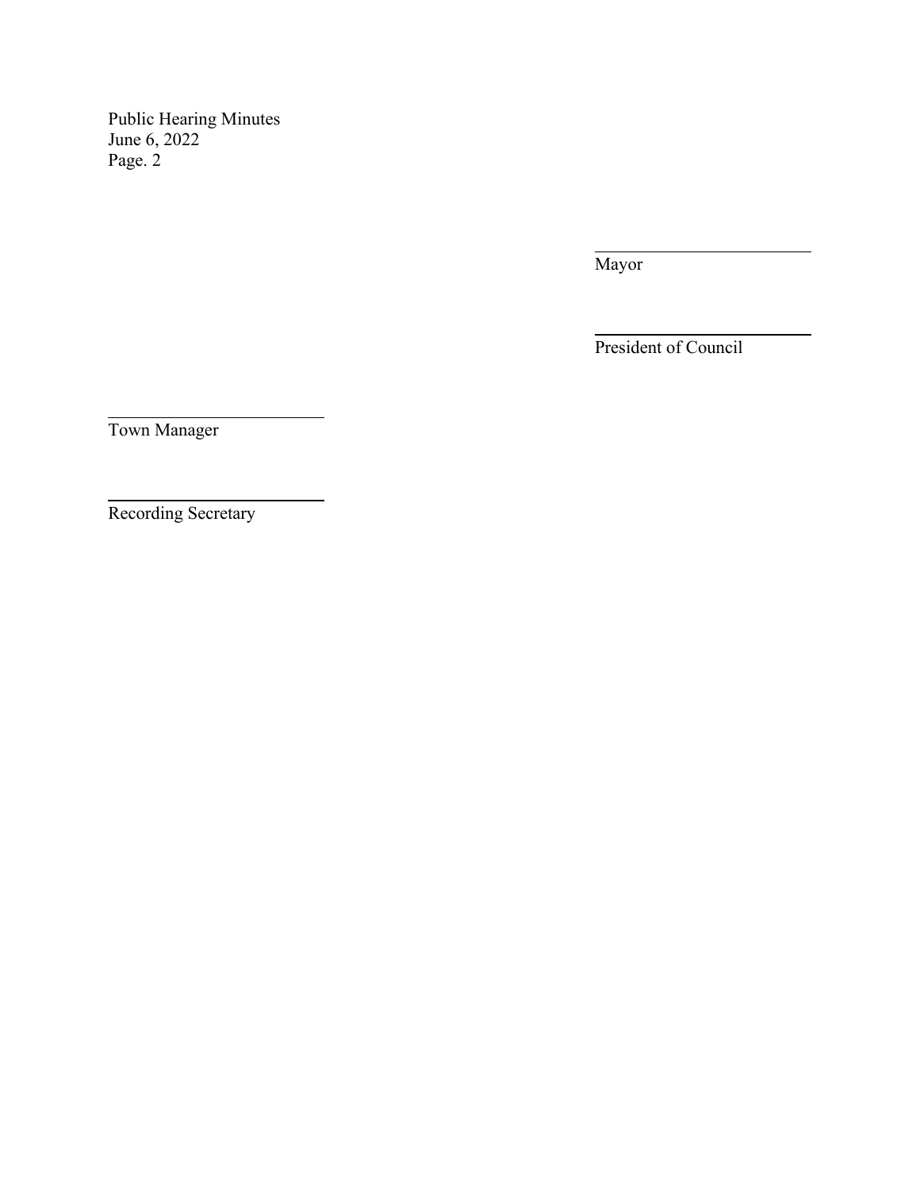\_\_\_\_\_\_\_\_\_\_\_\_\_\_\_\_\_\_\_\_\_\_\_\_
Mayor

\_\_\_\_\_\_\_\_\_\_\_\_\_\_\_\_\_\_\_\_\_\_\_\_
President of Council

\_\_\_\_\_\_\_\_\_\_\_\_\_\_\_\_\_\_\_\_\_\_\_\_
Town Manager

\_\_\_\_\_\_\_\_\_\_\_\_\_\_\_\_\_\_\_\_\_\_\_\_
Recording Secretary